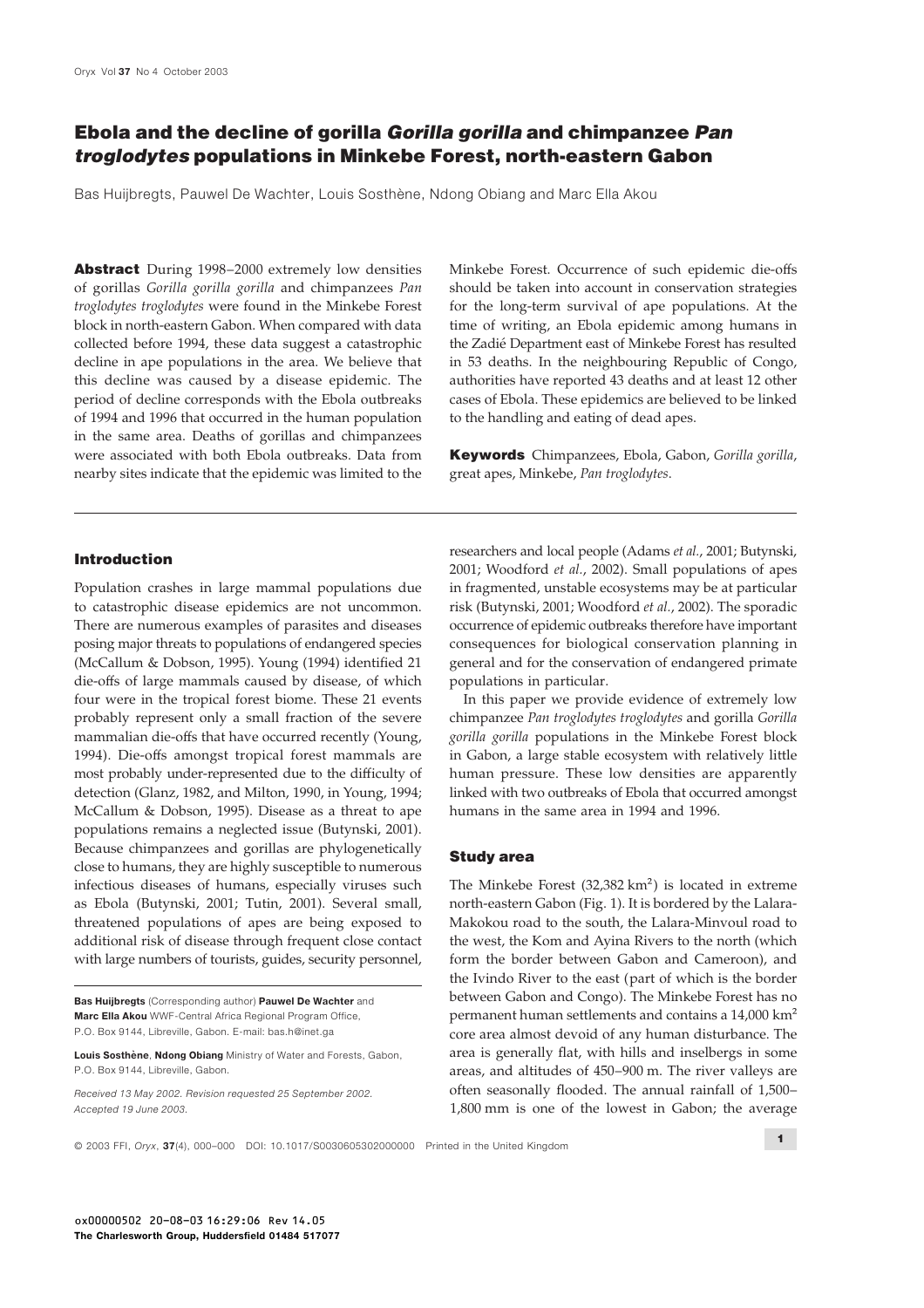// Omitted: running header "Oryx Vol 37 No 4 October 2003", footer copyright/DOI line, page number, and printer's slug.

# Ebola and the decline of gorilla *Gorilla gorilla* and chimpanzee *Pan troglodytes* populations in Minkebe Forest, north-eastern Gabon

Bas Huijbregts, Pauwel De Wachter, Louis Sosthène, Ndong Obiang and Marc Ella Akou

**Abstract** During 1998–2000 extremely low densities of gorillas *Gorilla gorilla gorilla* and chimpanzees *Pan troglodytes troglodytes* were found in the Minkebe Forest block in north-eastern Gabon. When compared with data collected before 1994, these data suggest a catastrophic decline in ape populations in the area. We believe that this decline was caused by a disease epidemic. The period of decline corresponds with the Ebola outbreaks of 1994 and 1996 that occurred in the human population in the same area. Deaths of gorillas and chimpanzees were associated with both Ebola outbreaks. Data from nearby sites indicate that the epidemic was limited to the Minkebe Forest. Occurrence of such epidemic die-offs should be taken into account in conservation strategies for the long-term survival of ape populations. At the time of writing, an Ebola epidemic among humans in the Zadié Department east of Minkebe Forest has resulted in 53 deaths. In the neighbouring Republic of Congo, authorities have reported 43 deaths and at least 12 other cases of Ebola. These epidemics are believed to be linked to the handling and eating of dead apes.

**Keywords** Chimpanzees, Ebola, Gabon, *Gorilla gorilla*, great apes, Minkebe, *Pan troglodytes*.

## Introduction

Population crashes in large mammal populations due to catastrophic disease epidemics are not uncommon. There are numerous examples of parasites and diseases posing major threats to populations of endangered species (McCallum & Dobson, 1995). Young (1994) identified 21 die-offs of large mammals caused by disease, of which four were in the tropical forest biome. These 21 events probably represent only a small fraction of the severe mammalian die-offs that have occurred recently (Young, 1994). Die-offs amongst tropical forest mammals are most probably under-represented due to the difficulty of detection (Glanz, 1982, and Milton, 1990, in Young, 1994; McCallum & Dobson, 1995). Disease as a threat to ape populations remains a neglected issue (Butynski, 2001). Because chimpanzees and gorillas are phylogenetically close to humans, they are highly susceptible to numerous infectious diseases of humans, especially viruses such as Ebola (Butynski, 2001; Tutin, 2001). Several small, threatened populations of apes are being exposed to additional risk of disease through frequent close contact with large numbers of tourists, guides, security personnel, researchers and local people (Adams *et al.*, 2001; Butynski, 2001; Woodford *et al.*, 2002). Small populations of apes in fragmented, unstable ecosystems may be at particular risk (Butynski, 2001; Woodford *et al.*, 2002). The sporadic occurrence of epidemic outbreaks therefore have important consequences for biological conservation planning in general and for the conservation of endangered primate populations in particular.

In this paper we provide evidence of extremely low chimpanzee *Pan troglodytes troglodytes* and gorilla *Gorilla gorilla gorilla* populations in the Minkebe Forest block in Gabon, a large stable ecosystem with relatively little human pressure. These low densities are apparently linked with two outbreaks of Ebola that occurred amongst humans in the same area in 1994 and 1996.

## Study area

The Minkebe Forest (32,382 km$^2$) is located in extreme north-eastern Gabon (Fig. 1). It is bordered by the Lalara-Makokou road to the south, the Lalara-Minvoul road to the west, the Kom and Ayina Rivers to the north (which form the border between Gabon and Cameroon), and the Ivindo River to the east (part of which is the border between Gabon and Congo). The Minkebe Forest has no permanent human settlements and contains a 14,000 km$^2$ core area almost devoid of any human disturbance. The area is generally flat, with hills and inselbergs in some areas, and altitudes of 450–900 m. The river valleys are often seasonally flooded. The annual rainfall of 1,500–1,800 mm is one of the lowest in Gabon; the average

**Bas Huijbregts** (Corresponding author) **Pauwel De Wachter** and **Marc Ella Akou** WWF-Central Africa Regional Program Office, P.O. Box 9144, Libreville, Gabon. E-mail: bas.h@inet.ga

**Louis Sosthène**, **Ndong Obiang** Ministry of Water and Forests, Gabon, P.O. Box 9144, Libreville, Gabon.

*Received 13 May 2002. Revision requested 25 September 2002. Accepted 19 June 2003.*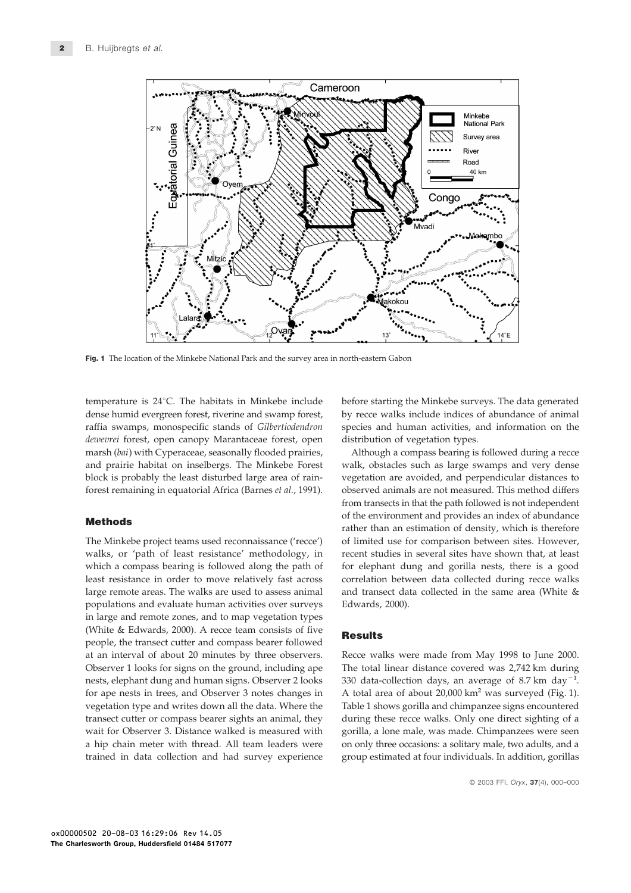Fig. 1 The location of the Minkebe National Park and the survey area in north-eastern Gabon

temperature is 24°C. The habitats in Minkebe include dense humid evergreen forest, riverine and swamp forest, raffia swamps, monospecific stands of *Gilbertiodendron dewevrei* forest, open canopy Marantaceae forest, open marsh (*bai*) with Cyperaceae, seasonally flooded prairies, and prairie habitat on inselbergs. The Minkebe Forest block is probably the least disturbed large area of rainforest remaining in equatorial Africa (Barnes *et al.*, 1991).

## Methods

The Minkebe project teams used reconnaissance ('recce') walks, or 'path of least resistance' methodology, in which a compass bearing is followed along the path of least resistance in order to move relatively fast across large remote areas. The walks are used to assess animal populations and evaluate human activities over surveys in large and remote zones, and to map vegetation types (White & Edwards, 2000). A recce team consists of five people, the transect cutter and compass bearer followed at an interval of about 20 minutes by three observers. Observer 1 looks for signs on the ground, including ape nests, elephant dung and human signs. Observer 2 looks for ape nests in trees, and Observer 3 notes changes in vegetation type and writes down all the data. Where the transect cutter or compass bearer sights an animal, they wait for Observer 3. Distance walked is measured with a hip chain meter with thread. All team leaders were trained in data collection and had survey experience before starting the Minkebe surveys. The data generated by recce walks include indices of abundance of animal species and human activities, and information on the distribution of vegetation types.

Although a compass bearing is followed during a recce walk, obstacles such as large swamps and very dense vegetation are avoided, and perpendicular distances to observed animals are not measured. This method differs from transects in that the path followed is not independent of the environment and provides an index of abundance rather than an estimation of density, which is therefore of limited use for comparison between sites. However, recent studies in several sites have shown that, at least for elephant dung and gorilla nests, there is a good correlation between data collected during recce walks and transect data collected in the same area (White & Edwards, 2000).

## Results

Recce walks were made from May 1998 to June 2000. The total linear distance covered was 2,742 km during 330 data-collection days, an average of 8.7 km $day^{-1}$. A total area of about 20,000 $km^2$ was surveyed (Fig. 1). Table 1 shows gorilla and chimpanzee signs encountered during these recce walks. Only one direct sighting of a gorilla, a lone male, was made. Chimpanzees were seen on only three occasions: a solitary male, two adults, and a group estimated at four individuals. In addition, gorillas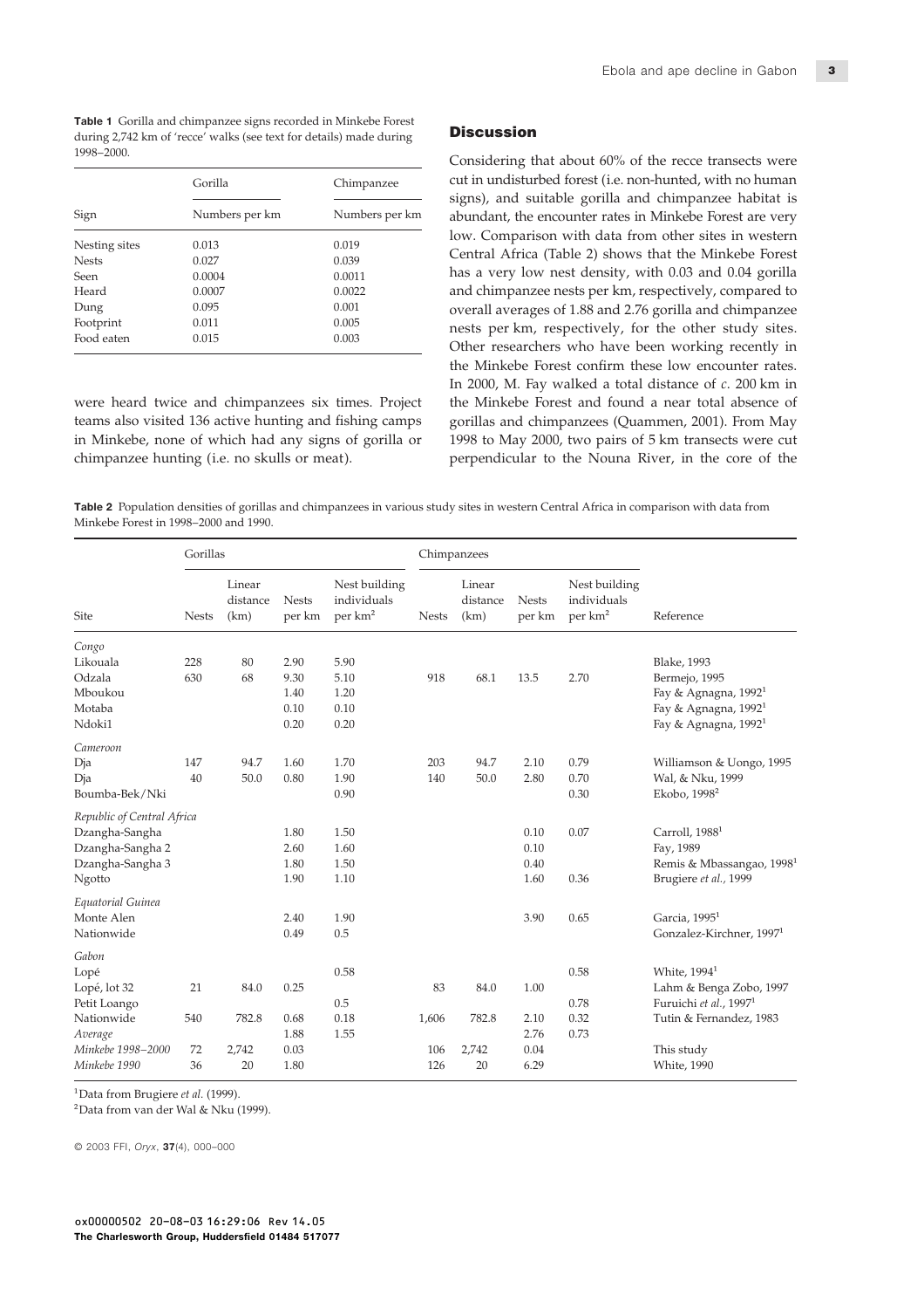**Table 1** Gorilla and chimpanzee signs recorded in Minkebe Forest during 2,742 km of 'recce' walks (see text for details) made during 1998–2000.

| | Gorilla | Chimpanzee |
|---|---|---|
| Sign | Numbers per km | Numbers per km |
| Nesting sites | 0.013 | 0.019 |
| Nests | 0.027 | 0.039 |
| Seen | 0.0004 | 0.0011 |
| Heard | 0.0007 | 0.0022 |
| Dung | 0.095 | 0.001 |
| Footprint | 0.011 | 0.005 |
| Food eaten | 0.015 | 0.003 |

were heard twice and chimpanzees six times. Project teams also visited 136 active hunting and fishing camps in Minkebe, none of which had any signs of gorilla or chimpanzee hunting (i.e. no skulls or meat).

## Discussion

Considering that about 60% of the recce transects were cut in undisturbed forest (i.e. non-hunted, with no human signs), and suitable gorilla and chimpanzee habitat is abundant, the encounter rates in Minkebe Forest are very low. Comparison with data from other sites in western Central Africa (Table 2) shows that the Minkebe Forest has a very low nest density, with 0.03 and 0.04 gorilla and chimpanzee nests per km, respectively, compared to overall averages of 1.88 and 2.76 gorilla and chimpanzee nests per km, respectively, for the other study sites. Other researchers who have been working recently in the Minkebe Forest confirm these low encounter rates. In 2000, M. Fay walked a total distance of *c*. 200 km in the Minkebe Forest and found a near total absence of gorillas and chimpanzees (Quammen, 2001). From May 1998 to May 2000, two pairs of 5 km transects were cut perpendicular to the Nouna River, in the core of the

**Table 2** Population densities of gorillas and chimpanzees in various study sites in western Central Africa in comparison with data from Minkebe Forest in 1998–2000 and 1990.

| | Gorillas | | | | Chimpanzees | | | | |
|---|---|---|---|---|---|---|---|---|---|
| Site | Nests | Linear distance (km) | Nests per km | Nest building individuals per km² | Nests | Linear distance (km) | Nests per km | Nest building individuals per km² | Reference |
| *Congo* | | | | | | | | | |
| Likouala | 228 | 80 | 2.90 | 5.90 | | | | | Blake, 1993 |
| Odzala | 630 | 68 | 9.30 | 5.10 | 918 | 68.1 | 13.5 | 2.70 | Bermejo, 1995 |
| Mboukou | | | 1.40 | 1.20 | | | | | Fay & Agnagna, 1992[1] |
| Motaba | | | 0.10 | 0.10 | | | | | Fay & Agnagna, 1992[1] |
| Ndoki1 | | | 0.20 | 0.20 | | | | | Fay & Agnagna, 1992[1] |
| *Cameroon* | | | | | | | | | |
| Dja | 147 | 94.7 | 1.60 | 1.70 | 203 | 94.7 | 2.10 | 0.79 | Williamson & Uongo, 1995 |
| Dja | 40 | 50.0 | 0.80 | 1.90 | 140 | 50.0 | 2.80 | 0.70 | Wal, & Nku, 1999 |
| Boumba-Bek/Nki | | | | 0.90 | | | | 0.30 | Ekobo, 1998[2] |
| *Republic of Central Africa* | | | | | | | | | |
| Dzangha-Sangha | | | 1.80 | 1.50 | | | 0.10 | 0.07 | Carroll, 1988[1] |
| Dzangha-Sangha 2 | | | 2.60 | 1.60 | | | 0.10 | | Fay, 1989 |
| Dzangha-Sangha 3 | | | 1.80 | 1.50 | | | 0.40 | | Remis & Mbassangao, 1998[1] |
| Ngotto | | | 1.90 | 1.10 | | | 1.60 | 0.36 | Brugiere *et al.*, 1999 |
| *Equatorial Guinea* | | | | | | | | | |
| Monte Alen | | | 2.40 | 1.90 | | | 3.90 | 0.65 | Garcia, 1995[1] |
| Nationwide | | | 0.49 | 0.5 | | | | | Gonzalez-Kirchner, 1997[1] |
| *Gabon* | | | | | | | | | |
| Lopé | | | | 0.58 | | | | 0.58 | White, 1994[1] |
| Lopé, lot 32 | 21 | 84.0 | 0.25 | | 83 | 84.0 | 1.00 | | Lahm & Benga Zobo, 1997 |
| Petit Loango | | | | 0.5 | | | | 0.78 | Furuichi *et al.*, 1997[1] |
| Nationwide | 540 | 782.8 | 0.68 | 0.18 | 1,606 | 782.8 | 2.10 | 0.32 | Tutin & Fernandez, 1983 |
| *Average* | | | 1.88 | 1.55 | | | 2.76 | 0.73 | |
| *Minkebe 1998–2000* | 72 | 2,742 | 0.03 | | 106 | 2,742 | 0.04 | | This study |
| *Minkebe 1990* | 36 | 20 | 1.80 | | 126 | 20 | 6.29 | | White, 1990 |

[1]Data from Brugiere *et al.* (1999).

[2]Data from van der Wal & Nku (1999).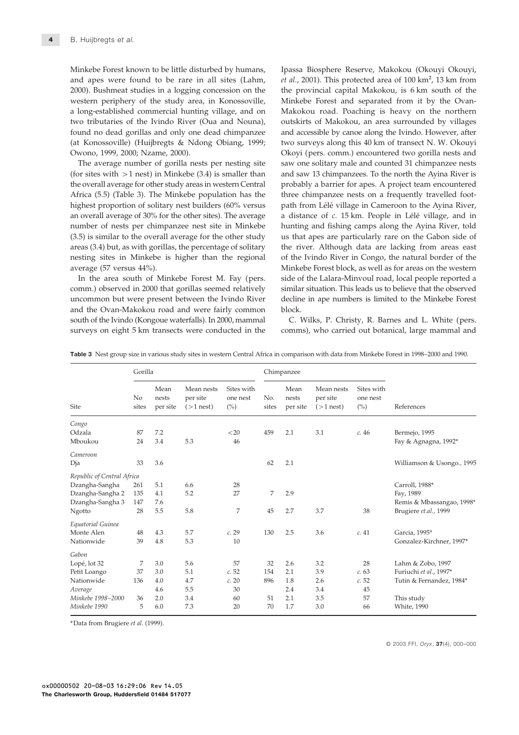Minkebe Forest known to be little disturbed by humans, and apes were found to be rare in all sites (Lahm, 2000). Bushmeat studies in a logging concession on the western periphery of the study area, in Konossoville, a long-established commercial hunting village, and on two tributaries of the Ivindo River (Oua and Nouna), found no dead gorillas and only one dead chimpanzee (at Konossoville) (Huijbregts & Ndong Obiang, 1999; Owono, 1999, 2000; Nzame, 2000).

The average number of gorilla nests per nesting site (for sites with >1 nest) in Minkebe (3.4) is smaller than the overall average for other study areas in western Central Africa (5.5) (Table 3). The Minkebe population has the highest proportion of solitary nest builders (60% versus an overall average of 30% for the other sites). The average number of nests per chimpanzee nest site in Minkebe (3.5) is similar to the overall average for the other study areas (3.4) but, as with gorillas, the percentage of solitary nesting sites in Minkebe is higher than the regional average (57 versus 44%).

In the area south of Minkebe Forest M. Fay (pers. comm.) observed in 2000 that gorillas seemed relatively uncommon but were present between the Ivindo River and the Ovan-Makokou road and were fairly common south of the Ivindo (Kongoue waterfalls). In 2000, mammal surveys on eight 5 km transects were conducted in the Ipassa Biosphere Reserve, Makokou (Okouyi Okouyi, *et al.*, 2001). This protected area of 100 km$^2$, 13 km from the provincial capital Makokou, is 6 km south of the Minkebe Forest and separated from it by the Ovan-Makokou road. Poaching is heavy on the northern outskirts of Makokou, an area surrounded by villages and accessible by canoe along the Ivindo. However, after two surveys along this 40 km of transect N. W. Okouyi Okoyi (pers. comm.) encountered two gorilla nests and saw one solitary male and counted 31 chimpanzee nests and saw 13 chimpanzees. To the north the Ayina River is probably a barrier for apes. A project team encountered three chimpanzee nests on a frequently travelled footpath from Lélé village in Cameroon to the Ayina River, a distance of *c.* 15 km. People in Lélé village, and in hunting and fishing camps along the Ayina River, told us that apes are particularly rare on the Gabon side of the river. Although data are lacking from areas east of the Ivindo River in Congo, the natural border of the Minkebe Forest block, as well as for areas on the western side of the Lalara-Minvoul road, local people reported a similar situation. This leads us to believe that the observed decline in ape numbers is limited to the Minkebe Forest block.

C. Wilks, P. Christy, R. Barnes and L. White (pers. comms), who carried out botanical, large mammal and

**Table 3** Nest group size in various study sites in western Central Africa in comparison with data from Minkebe Forest in 1998–2000 and 1990.

| | Gorilla | | | | Chimpanzee | | | | |
|---|---|---|---|---|---|---|---|---|---|
| Site | No sites | Mean nests per site | Mean nests per site (>1 nest) | Sites with one nest (%) | No. sites | Mean nests per site | Mean nests per site (>1 nest) | Sites with one nest (%) | References |
| *Congo* | | | | | | | | | |
| Odzala | 87 | 7.2 | | <20 | 459 | 2.1 | 3.1 | *c.* 46 | Bermejo, 1995 |
| Mboukou | 24 | 3.4 | 5.3 | 46 | | | | | Fay & Agnagna, 1992* |
| *Cameroon* | | | | | | | | | |
| Dja | 33 | 3.6 | | | 62 | 2.1 | | | Williamson & Usongo, 1995 |
| *Republic of Central Africa* | | | | | | | | | |
| Dzangha-Sangha | 261 | 5.1 | 6.6 | 28 | | | | | Carroll, 1988* |
| Dzangha-Sangha 2 | 135 | 4.1 | 5.2 | 27 | 7 | 2.9 | | | Fay, 1989 |
| Dzangha-Sangha 3 | 147 | 7.6 | | | | | | | Remis & Mbassangao, 1998* |
| Ngotto | 28 | 5.5 | 5.8 | 7 | 45 | 2.7 | 3.7 | 38 | Brugiere *et.al.*, 1999 |
| *Equatorial Guinea* | | | | | | | | | |
| Monte Alen | 48 | 4.3 | 5.7 | *c.* 29 | 130 | 2.5 | 3.6 | *c.* 41 | Garcia, 1995* |
| Nationwide | 39 | 4.8 | 5.3 | 10 | | | | | Gonzalez-Kirchner, 1997* |
| *Gabon* | | | | | | | | | |
| Lopé, lot 32 | 7 | 3.0 | 5.6 | 57 | 32 | 2.6 | 3.2 | 28 | Lahm & Zobo, 1997 |
| Petit Loango | 37 | 3.0 | 5.1 | *c.* 52 | 154 | 2.1 | 3.9 | *c.* 63 | Furiuchi *et al.*, 1997* |
| Nationwide | 136 | 4.0 | 4.7 | *c.* 20 | 896 | 1.8 | 2.6 | *c.* 52 | Tutin & Fernandez, 1984* |
| *Average* | | 4.6 | 5.5 | 30 | | 2.4 | 3.4 | 45 | |
| *Minkebe 1998–2000* | 36 | 2.0 | 3.4 | 60 | 51 | 2.1 | 3.5 | 57 | This study |
| *Minkebe 1990* | 5 | 6.0 | 7.3 | 20 | 70 | 1.7 | 3.0 | 66 | White, 1990 |

*Data from Brugiere *et al.* (1999).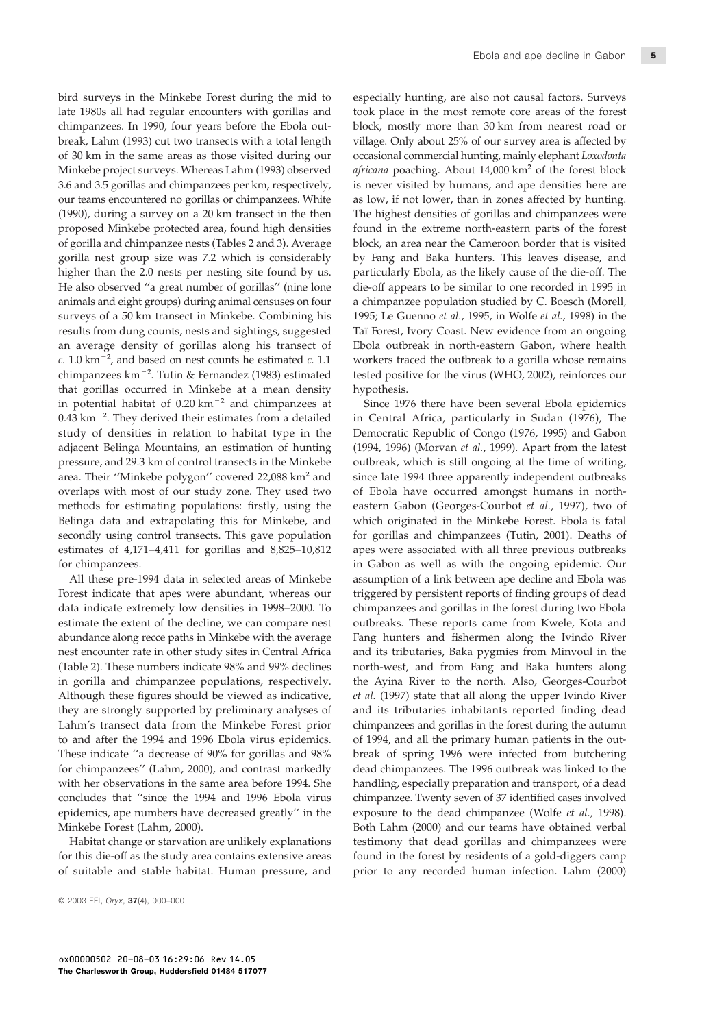bird surveys in the Minkebe Forest during the mid to late 1980s all had regular encounters with gorillas and chimpanzees. In 1990, four years before the Ebola outbreak, Lahm (1993) cut two transects with a total length of 30 km in the same areas as those visited during our Minkebe project surveys. Whereas Lahm (1993) observed 3.6 and 3.5 gorillas and chimpanzees per km, respectively, our teams encountered no gorillas or chimpanzees. White (1990), during a survey on a 20 km transect in the then proposed Minkebe protected area, found high densities of gorilla and chimpanzee nests (Tables 2 and 3). Average gorilla nest group size was 7.2 which is considerably higher than the 2.0 nests per nesting site found by us. He also observed "a great number of gorillas" (nine lone animals and eight groups) during animal censuses on four surveys of a 50 km transect in Minkebe. Combining his results from dung counts, nests and sightings, suggested an average density of gorillas along his transect of *c.* 1.0 km$^{-2}$, and based on nest counts he estimated *c.* 1.1 chimpanzees km$^{-2}$. Tutin & Fernandez (1983) estimated that gorillas occurred in Minkebe at a mean density in potential habitat of 0.20 km$^{-2}$ and chimpanzees at 0.43 km$^{-2}$. They derived their estimates from a detailed study of densities in relation to habitat type in the adjacent Belinga Mountains, an estimation of hunting pressure, and 29.3 km of control transects in the Minkebe area. Their "Minkebe polygon" covered 22,088 km$^2$ and overlaps with most of our study zone. They used two methods for estimating populations: firstly, using the Belinga data and extrapolating this for Minkebe, and secondly using control transects. This gave population estimates of 4,171–4,411 for gorillas and 8,825–10,812 for chimpanzees.

All these pre-1994 data in selected areas of Minkebe Forest indicate that apes were abundant, whereas our data indicate extremely low densities in 1998–2000. To estimate the extent of the decline, we can compare nest abundance along recce paths in Minkebe with the average nest encounter rate in other study sites in Central Africa (Table 2). These numbers indicate 98% and 99% declines in gorilla and chimpanzee populations, respectively. Although these figures should be viewed as indicative, they are strongly supported by preliminary analyses of Lahm's transect data from the Minkebe Forest prior to and after the 1994 and 1996 Ebola virus epidemics. These indicate "a decrease of 90% for gorillas and 98% for chimpanzees" (Lahm, 2000), and contrast markedly with her observations in the same area before 1994. She concludes that "since the 1994 and 1996 Ebola virus epidemics, ape numbers have decreased greatly" in the Minkebe Forest (Lahm, 2000).

Habitat change or starvation are unlikely explanations for this die-off as the study area contains extensive areas of suitable and stable habitat. Human pressure, and especially hunting, are also not causal factors. Surveys took place in the most remote core areas of the forest block, mostly more than 30 km from nearest road or village. Only about 25% of our survey area is affected by occasional commercial hunting, mainly elephant *Loxodonta africana* poaching. About 14,000 km$^2$ of the forest block is never visited by humans, and ape densities here are as low, if not lower, than in zones affected by hunting. The highest densities of gorillas and chimpanzees were found in the extreme north-eastern parts of the forest block, an area near the Cameroon border that is visited by Fang and Baka hunters. This leaves disease, and particularly Ebola, as the likely cause of the die-off. The die-off appears to be similar to one recorded in 1995 in a chimpanzee population studied by C. Boesch (Morell, 1995; Le Guenno *et al.*, 1995, in Wolfe *et al.*, 1998) in the Taï Forest, Ivory Coast. New evidence from an ongoing Ebola outbreak in north-eastern Gabon, where health workers traced the outbreak to a gorilla whose remains tested positive for the virus (WHO, 2002), reinforces our hypothesis.

Since 1976 there have been several Ebola epidemics in Central Africa, particularly in Sudan (1976), The Democratic Republic of Congo (1976, 1995) and Gabon (1994, 1996) (Morvan *et al.*, 1999). Apart from the latest outbreak, which is still ongoing at the time of writing, since late 1994 three apparently independent outbreaks of Ebola have occurred amongst humans in north-eastern Gabon (Georges-Courbot *et al.*, 1997), two of which originated in the Minkebe Forest. Ebola is fatal for gorillas and chimpanzees (Tutin, 2001). Deaths of apes were associated with all three previous outbreaks in Gabon as well as with the ongoing epidemic. Our assumption of a link between ape decline and Ebola was triggered by persistent reports of finding groups of dead chimpanzees and gorillas in the forest during two Ebola outbreaks. These reports came from Kwele, Kota and Fang hunters and fishermen along the Ivindo River and its tributaries, Baka pygmies from Minvoul in the north-west, and from Fang and Baka hunters along the Ayina River to the north. Also, Georges-Courbot *et al.* (1997) state that all along the upper Ivindo River and its tributaries inhabitants reported finding dead chimpanzees and gorillas in the forest during the autumn of 1994, and all the primary human patients in the outbreak of spring 1996 were infected from butchering dead chimpanzees. The 1996 outbreak was linked to the handling, especially preparation and transport, of a dead chimpanzee. Twenty seven of 37 identified cases involved exposure to the dead chimpanzee (Wolfe *et al.*, 1998). Both Lahm (2000) and our teams have obtained verbal testimony that dead gorillas and chimpanzees were found in the forest by residents of a gold-diggers camp prior to any recorded human infection. Lahm (2000)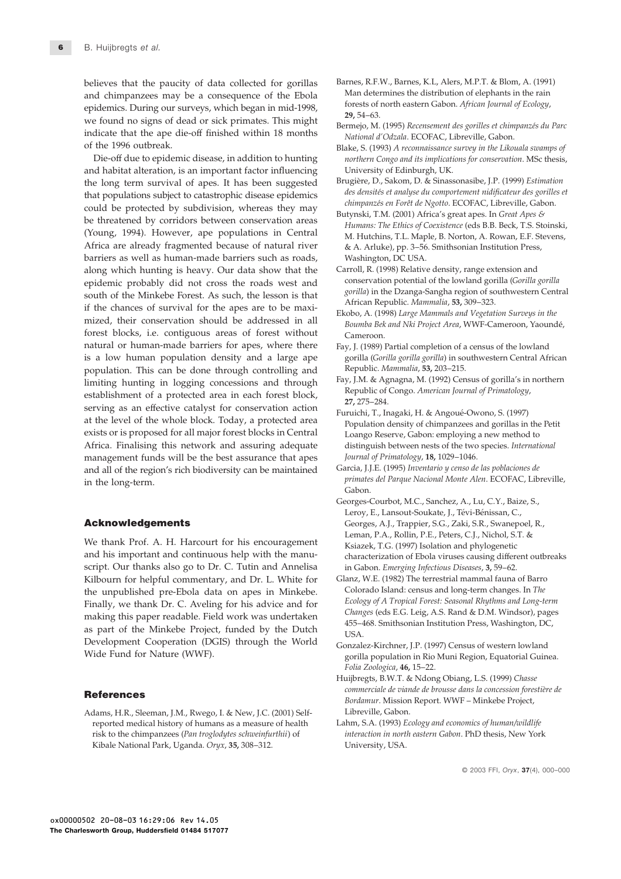believes that the paucity of data collected for gorillas and chimpanzees may be a consequence of the Ebola epidemics. During our surveys, which began in mid-1998, we found no signs of dead or sick primates. This might indicate that the ape die-off finished within 18 months of the 1996 outbreak.

Die-off due to epidemic disease, in addition to hunting and habitat alteration, is an important factor influencing the long term survival of apes. It has been suggested that populations subject to catastrophic disease epidemics could be protected by subdivision, whereas they may be threatened by corridors between conservation areas (Young, 1994). However, ape populations in Central Africa are already fragmented because of natural river barriers as well as human-made barriers such as roads, along which hunting is heavy. Our data show that the epidemic probably did not cross the roads west and south of the Minkebe Forest. As such, the lesson is that if the chances of survival for the apes are to be maximized, their conservation should be addressed in all forest blocks, i.e. contiguous areas of forest without natural or human-made barriers for apes, where there is a low human population density and a large ape population. This can be done through controlling and limiting hunting in logging concessions and through establishment of a protected area in each forest block, serving as an effective catalyst for conservation action at the level of the whole block. Today, a protected area exists or is proposed for all major forest blocks in Central Africa. Finalising this network and assuring adequate management funds will be the best assurance that apes and all of the region's rich biodiversity can be maintained in the long-term.

## Acknowledgements

We thank Prof. A. H. Harcourt for his encouragement and his important and continuous help with the manuscript. Our thanks also go to Dr. C. Tutin and Annelisa Kilbourn for helpful commentary, and Dr. L. White for the unpublished pre-Ebola data on apes in Minkebe. Finally, we thank Dr. C. Aveling for his advice and for making this paper readable. Field work was undertaken as part of the Minkebe Project, funded by the Dutch Development Cooperation (DGIS) through the World Wide Fund for Nature (WWF).

## References

Adams, H.R., Sleeman, J.M., Rwego, I. & New, J.C. (2001) Self-reported medical history of humans as a measure of health risk to the chimpanzees (*Pan troglodytes schweinfurthii*) of Kibale National Park, Uganda. *Oryx*, **35,** 308–312.

Barnes, R.F.W., Barnes, K.L, Alers, M.P.T. & Blom, A. (1991) Man determines the distribution of elephants in the rain forests of north eastern Gabon. *African Journal of Ecology*, **29,** 54–63.

Bermejo, M. (1995) *Recensement des gorilles et chimpanzés du Parc National d'Odzala*. ECOFAC, Libreville, Gabon.

Blake, S. (1993) *A reconnaissance survey in the Likouala swamps of northern Congo and its implications for conservation*. MSc thesis, University of Edinburgh, UK.

Brugière, D., Sakom, D. & Sinassonasibe, J.P. (1999) *Estimation des densités et analyse du comportement nidificateur des gorilles et chimpanzés en Forêt de Ngotto*. ECOFAC, Libreville, Gabon.

Butynski, T.M. (2001) Africa's great apes. In *Great Apes & Humans: The Ethics of Coexistence* (eds B.B. Beck, T.S. Stoinski, M. Hutchins, T.L. Maple, B. Norton, A. Rowan, E.F. Stevens, & A. Arluke), pp. 3–56. Smithsonian Institution Press, Washington, DC USA.

Carroll, R. (1998) Relative density, range extension and conservation potential of the lowland gorilla (*Gorilla gorilla gorilla*) in the Dzanga-Sangha region of southwestern Central African Republic. *Mammalia*, **53,** 309–323.

Ekobo, A. (1998) *Large Mammals and Vegetation Surveys in the Boumba Bek and Nki Project Area*, WWF-Cameroon, Yaoundé, Cameroon.

Fay, J. (1989) Partial completion of a census of the lowland gorilla (*Gorilla gorilla gorilla*) in southwestern Central African Republic. *Mammalia*, **53,** 203–215.

Fay, J.M. & Agnagna, M. (1992) Census of gorilla's in northern Republic of Congo. *American Journal of Primatology*, **27,** 275–284.

Furuichi, T., Inagaki, H. & Angoué-Owono, S. (1997) Population density of chimpanzees and gorillas in the Petit Loango Reserve, Gabon: employing a new method to distinguish between nests of the two species. *International Journal of Primatology*, **18,** 1029–1046.

Garcia, J.J.E. (1995) *Inventario y censo de las poblaciones de primates del Parque Nacional Monte Alen*. ECOFAC, Libreville, Gabon.

Georges-Courbot, M.C., Sanchez, A., Lu, C.Y., Baize, S., Leroy, E., Lansout-Soukate, J., Tévi-Bénissan, C., Georges, A.J., Trappier, S.G., Zaki, S.R., Swanepoel, R., Leman, P.A., Rollin, P.E., Peters, C.J., Nichol, S.T. & Ksiazek, T.G. (1997) Isolation and phylogenetic characterization of Ebola viruses causing different outbreaks in Gabon. *Emerging Infectious Diseases*, **3,** 59–62.

Glanz, W.E. (1982) The terrestrial mammal fauna of Barro Colorado Island: census and long-term changes. In *The Ecology of A Tropical Forest: Seasonal Rhythms and Long-term Changes* (eds E.G. Leig, A.S. Rand & D.M. Windsor), pages 455–468. Smithsonian Institution Press, Washington, DC, USA.

Gonzalez-Kirchner, J.P. (1997) Census of western lowland gorilla population in Rio Muni Region, Equatorial Guinea. *Folia Zoologica*, **46,** 15–22.

Huijbregts, B.W.T. & Ndong Obiang, L.S. (1999) *Chasse commerciale de viande de brousse dans la concession forestière de Bordamur*. Mission Report. WWF – Minkebe Project, Libreville, Gabon.

Lahm, S.A. (1993) *Ecology and economics of human/wildlife interaction in north eastern Gabon*. PhD thesis, New York University, USA.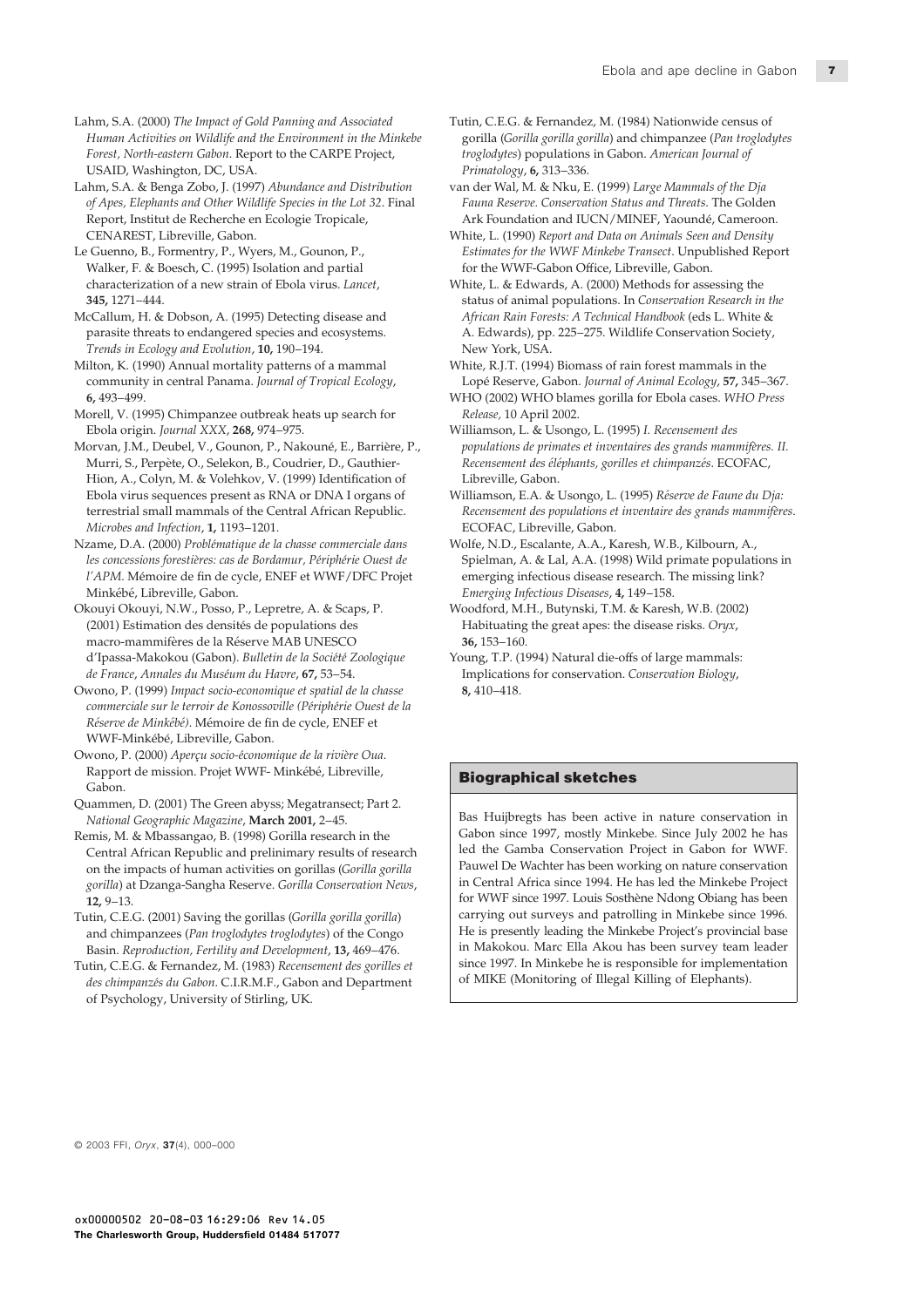Lahm, S.A. (2000) *The Impact of Gold Panning and Associated Human Activities on Wildlife and the Environment in the Minkebe Forest, North-eastern Gabon*. Report to the CARPE Project, USAID, Washington, DC, USA.

Lahm, S.A. & Benga Zobo, J. (1997) *Abundance and Distribution of Apes, Elephants and Other Wildlife Species in the Lot 32*. Final Report, Institut de Recherche en Ecologie Tropicale, CENAREST, Libreville, Gabon.

Le Guenno, B., Formentry, P., Wyers, M., Gounon, P., Walker, F. & Boesch, C. (1995) Isolation and partial characterization of a new strain of Ebola virus. *Lancet*, **345,** 1271–444.

McCallum, H. & Dobson, A. (1995) Detecting disease and parasite threats to endangered species and ecosystems. *Trends in Ecology and Evolution*, **10,** 190–194.

Milton, K. (1990) Annual mortality patterns of a mammal community in central Panama. *Journal of Tropical Ecology*, **6,** 493–499.

Morell, V. (1995) Chimpanzee outbreak heats up search for Ebola origin. *Journal XXX*, **268,** 974–975.

Morvan, J.M., Deubel, V., Gounon, P., Nakouné, E., Barrière, P., Murri, S., Perpète, O., Selekon, B., Coudrier, D., Gauthier-Hion, A., Colyn, M. & Volehkov, V. (1999) Identification of Ebola virus sequences present as RNA or DNA I organs of terrestrial small mammals of the Central African Republic. *Microbes and Infection*, **1,** 1193–1201.

Nzame, D.A. (2000) *Problématique de la chasse commerciale dans les concessions forestières: cas de Bordamur, Périphérie Ouest de l'APM*. Mémoire de fin de cycle, ENEF et WWF/DFC Projet Minkébé, Libreville, Gabon.

Okouyi Okouyi, N.W., Posso, P., Lepretre, A. & Scaps, P. (2001) Estimation des densités de populations des macro-mammifères de la Réserve MAB UNESCO d'Ipassa-Makokou (Gabon). *Bulletin de la Société Zoologique de France*, *Annales du Muséum du Havre*, **67,** 53–54.

Owono, P. (1999) *Impact socio-economique et spatial de la chasse commerciale sur le terroir de Konossoville (Périphérie Ouest de la Réserve de Minkébé)*. Mémoire de fin de cycle, ENEF et WWF-Minkébé, Libreville, Gabon.

Owono, P. (2000) *Aperçu socio-économique de la rivière Oua*. Rapport de mission. Projet WWF- Minkébé, Libreville, Gabon.

Quammen, D. (2001) The Green abyss; Megatransect; Part 2. *National Geographic Magazine*, **March 2001,** 2–45.

Remis, M. & Mbassangao, B. (1998) Gorilla research in the Central African Republic and prelinimary results of research on the impacts of human activities on gorillas (*Gorilla gorilla gorilla*) at Dzanga-Sangha Reserve. *Gorilla Conservation News*, **12,** 9–13.

Tutin, C.E.G. (2001) Saving the gorillas (*Gorilla gorilla gorilla*) and chimpanzees (*Pan troglodytes troglodytes*) of the Congo Basin. *Reproduction, Fertility and Development*, **13,** 469–476.

Tutin, C.E.G. & Fernandez, M. (1983) *Recensement des gorilles et des chimpanzés du Gabon*. C.I.R.M.F., Gabon and Department of Psychology, University of Stirling, UK.

Tutin, C.E.G. & Fernandez, M. (1984) Nationwide census of gorilla (*Gorilla gorilla gorilla*) and chimpanzee (*Pan troglodytes troglodytes*) populations in Gabon. *American Journal of Primatology*, **6,** 313–336.

van der Wal, M. & Nku, E. (1999) *Large Mammals of the Dja Fauna Reserve. Conservation Status and Threats*. The Golden Ark Foundation and IUCN/MINEF, Yaoundé, Cameroon.

White, L. (1990) *Report and Data on Animals Seen and Density Estimates for the WWF Minkebe Transect*. Unpublished Report for the WWF-Gabon Office, Libreville, Gabon.

White, L. & Edwards, A. (2000) Methods for assessing the status of animal populations. In *Conservation Research in the African Rain Forests: A Technical Handbook* (eds L. White & A. Edwards), pp. 225–275. Wildlife Conservation Society, New York, USA.

White, R.J.T. (1994) Biomass of rain forest mammals in the Lopé Reserve, Gabon. *Journal of Animal Ecology*, **57,** 345–367.

WHO (2002) WHO blames gorilla for Ebola cases. *WHO Press Release,* 10 April 2002.

Williamson, L. & Usongo, L. (1995) *I. Recensement des populations de primates et inventaires des grands mammifères. II. Recensement des éléphants, gorilles et chimpanzés*. ECOFAC, Libreville, Gabon.

Williamson, E.A. & Usongo, L. (1995) *Réserve de Faune du Dja: Recensement des populations et inventaire des grands mammifères*. ECOFAC, Libreville, Gabon.

Wolfe, N.D., Escalante, A.A., Karesh, W.B., Kilbourn, A., Spielman, A. & Lal, A.A. (1998) Wild primate populations in emerging infectious disease research. The missing link? *Emerging Infectious Diseases*, **4,** 149–158.

Woodford, M.H., Butynski, T.M. & Karesh, W.B. (2002) Habituating the great apes: the disease risks. *Oryx*, **36,** 153–160.

Young, T.P. (1994) Natural die-offs of large mammals: Implications for conservation. *Conservation Biology*, **8,** 410–418.

## Biographical sketches

Bas Huijbregts has been active in nature conservation in Gabon since 1997, mostly Minkebe. Since July 2002 he has led the Gamba Conservation Project in Gabon for WWF. Pauwel De Wachter has been working on nature conservation in Central Africa since 1994. He has led the Minkebe Project for WWF since 1997. Louis Sosthène Ndong Obiang has been carrying out surveys and patrolling in Minkebe since 1996. He is presently leading the Minkebe Project's provincial base in Makokou. Marc Ella Akou has been survey team leader since 1997. In Minkebe he is responsible for implementation of MIKE (Monitoring of Illegal Killing of Elephants).